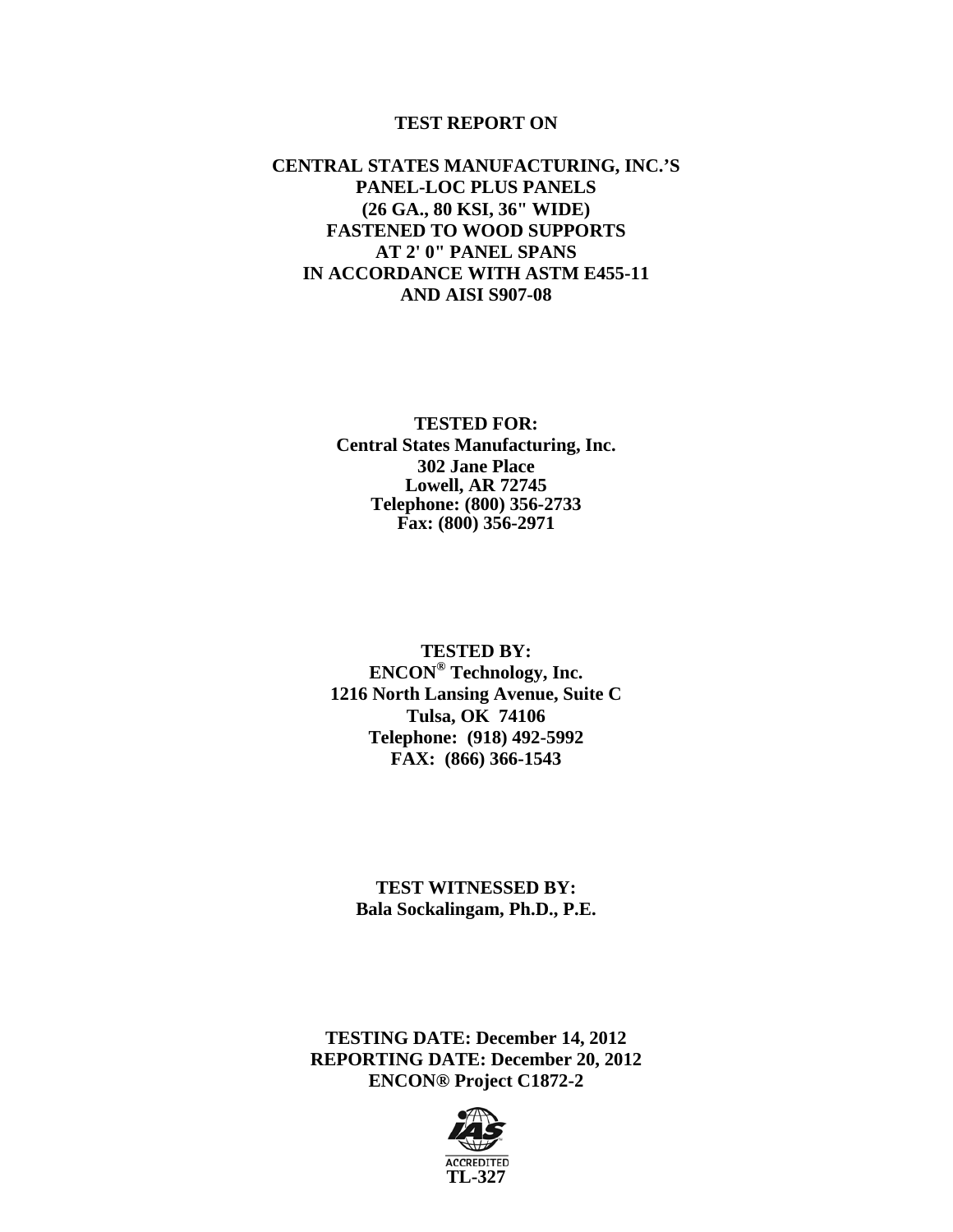# TEST REPORT ON

## CENTRAL STATES MANUFACTURING, INC.'S PANEL-LOC PLUS PANELS (26 GA., 80 KSI, 36" WIDE) FASTENED TO WOOD SUPPORTS AT 2' 0" PANEL SPANS IN ACCORDANCE WITH ASTM E455-11 AND AISI S907-08

**TESTED FOR:**
**Central States Manufacturing, Inc.**
**302 Jane Place**
**Lowell, AR 72745**
**Telephone: (800) 356-2733**
**Fax: (800) 356-2971**

**TESTED BY:**
**ENCON® Technology, Inc.**
**1216 North Lansing Avenue, Suite C**
**Tulsa, OK 74106**
**Telephone: (918) 492-5992**
**FAX: (866) 366-1543**

**TEST WITNESSED BY:**
**Bala Sockalingam, Ph.D., P.E.**

**TESTING DATE: December 14, 2012**
**REPORTING DATE: December 20, 2012**
**ENCON® Project C1872-2**

IAS ACCREDITED
**TL-327**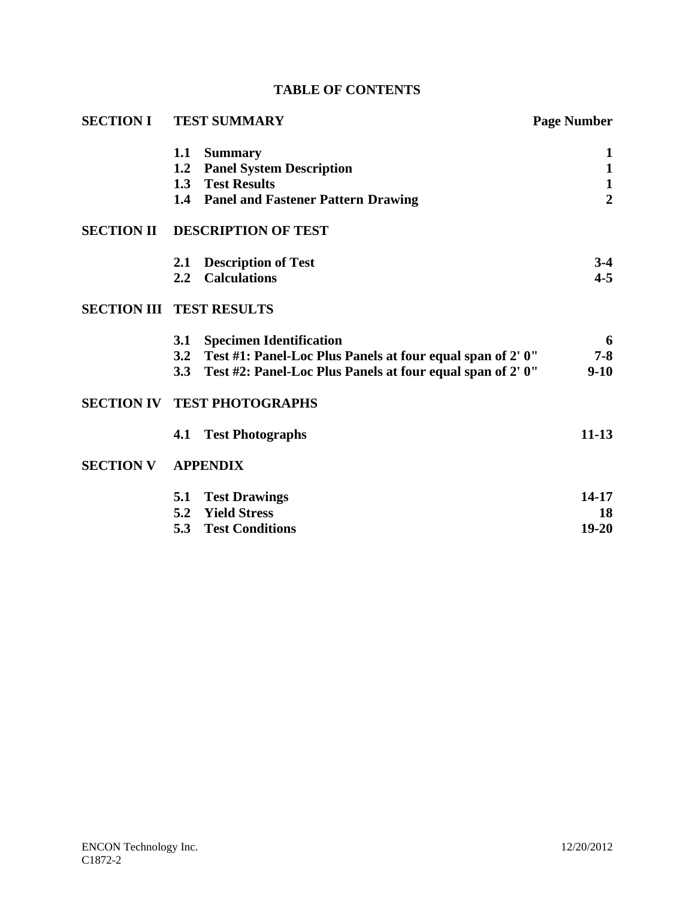# TABLE OF CONTENTS

| | | Page Number |
|---|---|---|
| **SECTION I** | **TEST SUMMARY** | |
| | **1.1 Summary** | **1** |
| | **1.2 Panel System Description** | **1** |
| | **1.3 Test Results** | **1** |
| | **1.4 Panel and Fastener Pattern Drawing** | **2** |
| **SECTION II** | **DESCRIPTION OF TEST** | |
| | **2.1 Description of Test** | **3-4** |
| | **2.2 Calculations** | **4-5** |
| **SECTION III** | **TEST RESULTS** | |
| | **3.1 Specimen Identification** | **6** |
| | **3.2 Test #1: Panel-Loc Plus Panels at four equal span of 2' 0"** | **7-8** |
| | **3.3 Test #2: Panel-Loc Plus Panels at four equal span of 2' 0"** | **9-10** |
| **SECTION IV** | **TEST PHOTOGRAPHS** | |
| | **4.1 Test Photographs** | **11-13** |
| **SECTION V** | **APPENDIX** | |
| | **5.1 Test Drawings** | **14-17** |
| | **5.2 Yield Stress** | **18** |
| | **5.3 Test Conditions** | **19-20** |

ENCON Technology Inc.
C1872-2

12/20/2012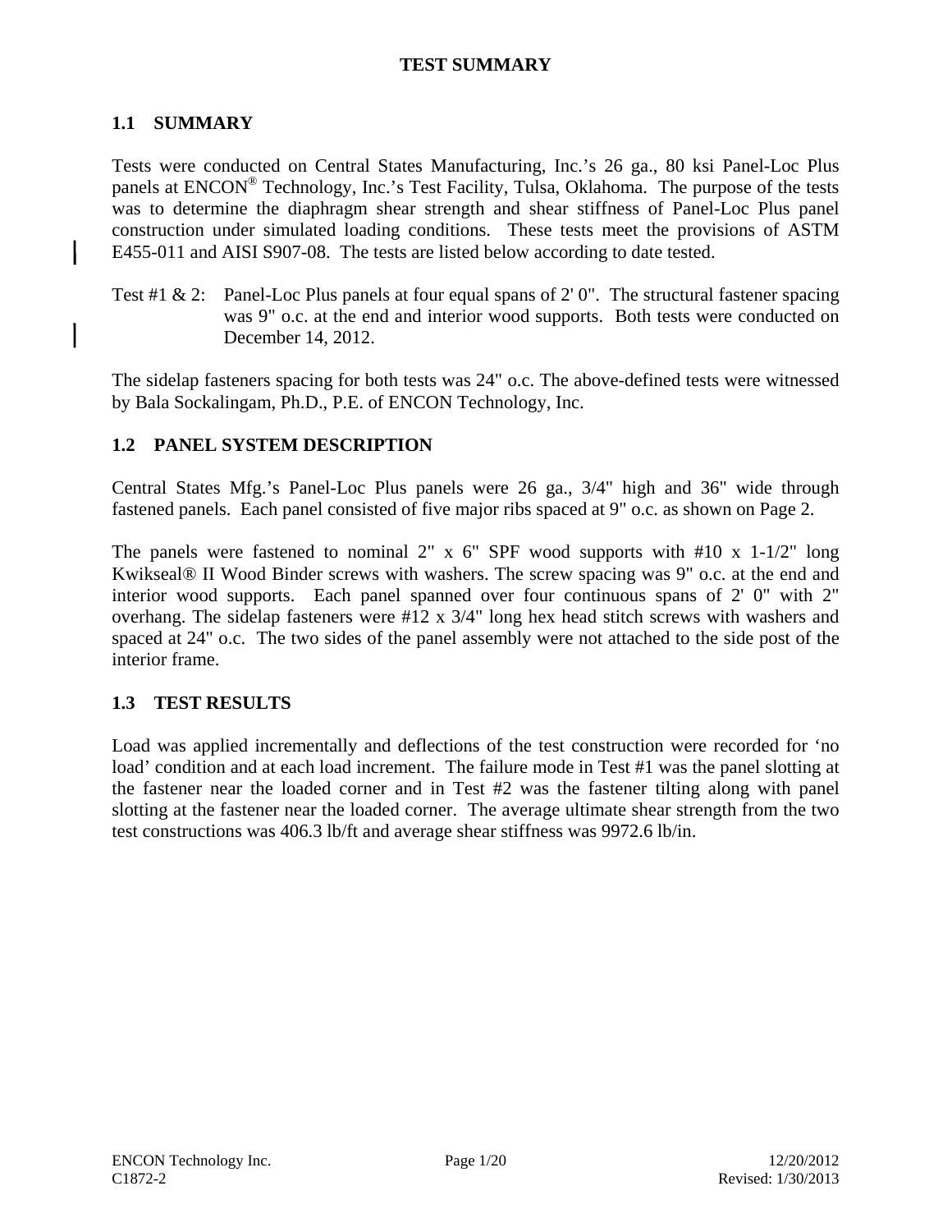# TEST SUMMARY

## 1.1 SUMMARY

Tests were conducted on Central States Manufacturing, Inc.'s 26 ga., 80 ksi Panel-Loc Plus panels at ENCON® Technology, Inc.'s Test Facility, Tulsa, Oklahoma. The purpose of the tests was to determine the diaphragm shear strength and shear stiffness of Panel-Loc Plus panel construction under simulated loading conditions. These tests meet the provisions of ASTM E455-011 and AISI S907-08. The tests are listed below according to date tested.

Test #1 & 2: Panel-Loc Plus panels at four equal spans of 2' 0". The structural fastener spacing was 9" o.c. at the end and interior wood supports. Both tests were conducted on December 14, 2012.

The sidelap fasteners spacing for both tests was 24" o.c. The above-defined tests were witnessed by Bala Sockalingam, Ph.D., P.E. of ENCON Technology, Inc.

## 1.2 PANEL SYSTEM DESCRIPTION

Central States Mfg.'s Panel-Loc Plus panels were 26 ga., 3/4" high and 36" wide through fastened panels. Each panel consisted of five major ribs spaced at 9" o.c. as shown on Page 2.

The panels were fastened to nominal 2" x 6" SPF wood supports with #10 x 1-1/2" long Kwikseal® II Wood Binder screws with washers. The screw spacing was 9" o.c. at the end and interior wood supports. Each panel spanned over four continuous spans of 2' 0" with 2" overhang. The sidelap fasteners were #12 x 3/4" long hex head stitch screws with washers and spaced at 24" o.c. The two sides of the panel assembly were not attached to the side post of the interior frame.

## 1.3 TEST RESULTS

Load was applied incrementally and deflections of the test construction were recorded for 'no load' condition and at each load increment. The failure mode in Test #1 was the panel slotting at the fastener near the loaded corner and in Test #2 was the fastener tilting along with panel slotting at the fastener near the loaded corner. The average ultimate shear strength from the two test constructions was 406.3 lb/ft and average shear stiffness was 9972.6 lb/in.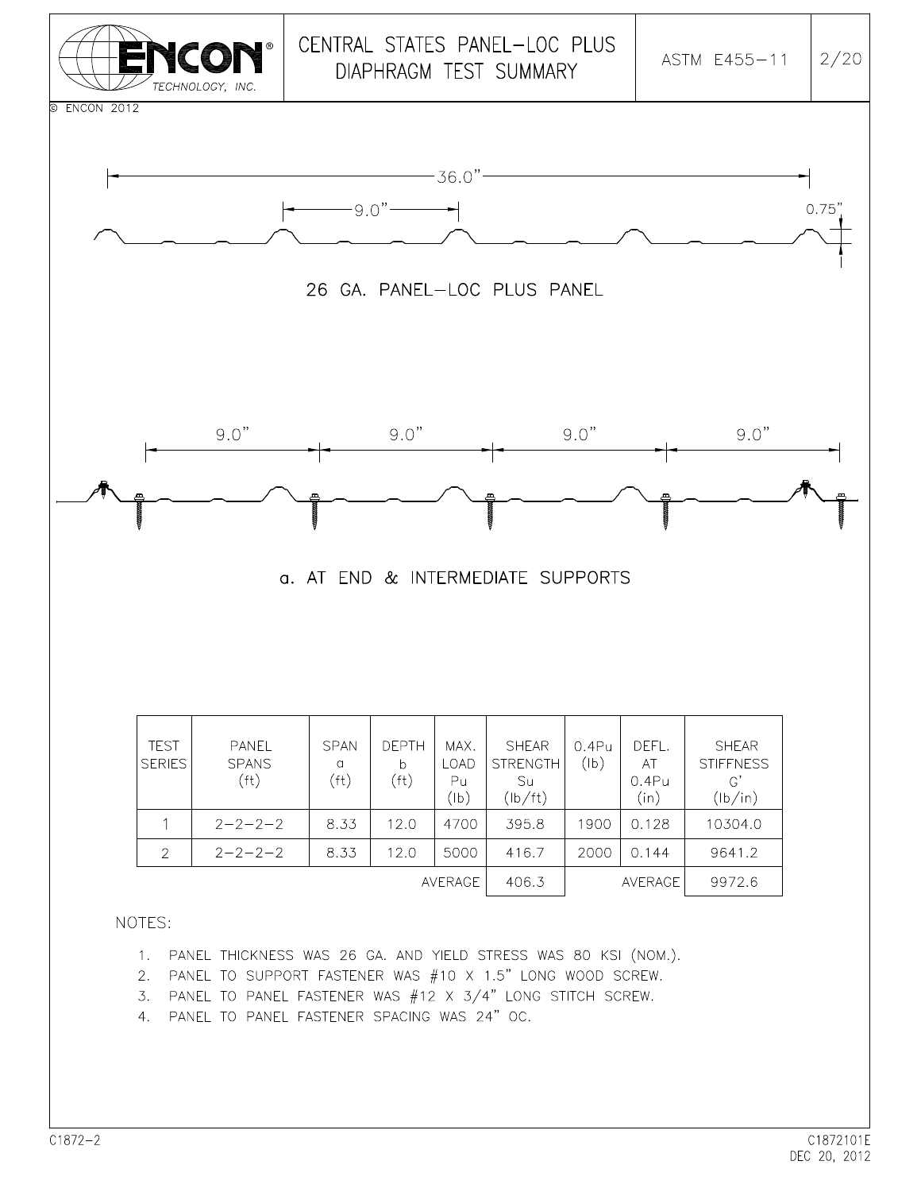# CENTRAL STATES PANEL-LOC PLUS DIAPHRAGM TEST SUMMARY

ASTM E455-11

© ENCON 2012

36.0"

9.0"

0.75"

26 GA. PANEL-LOC PLUS PANEL

9.0" 9.0" 9.0" 9.0"

a. AT END & INTERMEDIATE SUPPORTS

| TEST SERIES | PANEL SPANS (ft) | SPAN a (ft) | DEPTH b (ft) | MAX. LOAD Pu (lb) | SHEAR STRENGTH Su (lb/ft) | 0.4Pu (lb) | DEFL. AT 0.4Pu (in) | SHEAR STIFFNESS G' (lb/in) |
|---|---|---|---|---|---|---|---|---|
| 1 | 2-2-2-2 | 8.33 | 12.0 | 4700 | 395.8 | 1900 | 0.128 | 10304.0 |
| 2 | 2-2-2-2 | 8.33 | 12.0 | 5000 | 416.7 | 2000 | 0.144 | 9641.2 |
| | | | | AVERAGE | 406.3 | | AVERAGE | 9972.6 |

NOTES:

1. PANEL THICKNESS WAS 26 GA. AND YIELD STRESS WAS 80 KSI (NOM.).
2. PANEL TO SUPPORT FASTENER WAS #10 X 1.5" LONG WOOD SCREW.
3. PANEL TO PANEL FASTENER WAS #12 X 3/4" LONG STITCH SCREW.
4. PANEL TO PANEL FASTENER SPACING WAS 24" OC.

C1872-2

C1872101E
DEC 20, 2012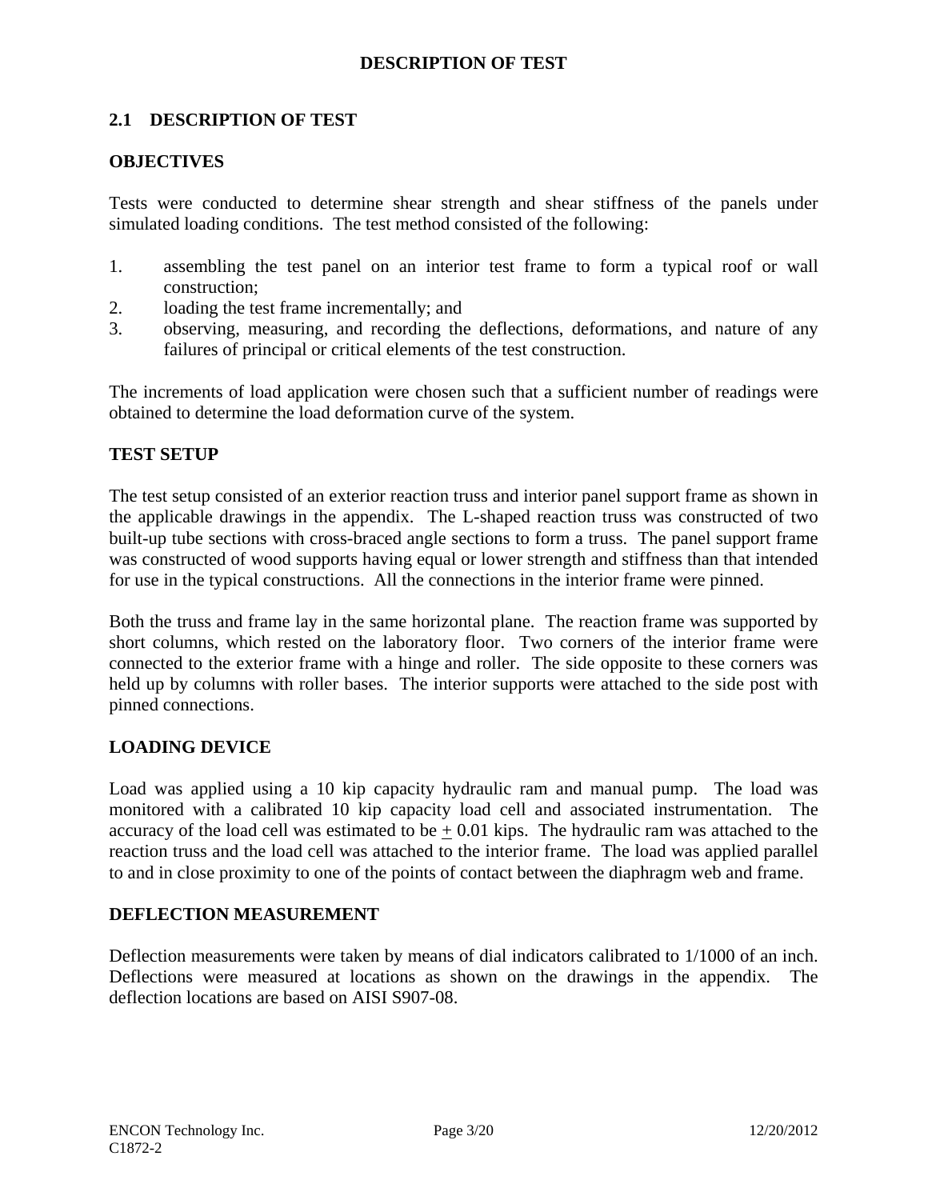# DESCRIPTION OF TEST

## 2.1 DESCRIPTION OF TEST

### OBJECTIVES

Tests were conducted to determine shear strength and shear stiffness of the panels under simulated loading conditions. The test method consisted of the following:

1. assembling the test panel on an interior test frame to form a typical roof or wall construction;
2. loading the test frame incrementally; and
3. observing, measuring, and recording the deflections, deformations, and nature of any failures of principal or critical elements of the test construction.

The increments of load application were chosen such that a sufficient number of readings were obtained to determine the load deformation curve of the system.

### TEST SETUP

The test setup consisted of an exterior reaction truss and interior panel support frame as shown in the applicable drawings in the appendix. The L-shaped reaction truss was constructed of two built-up tube sections with cross-braced angle sections to form a truss. The panel support frame was constructed of wood supports having equal or lower strength and stiffness than that intended for use in the typical constructions. All the connections in the interior frame were pinned.

Both the truss and frame lay in the same horizontal plane. The reaction frame was supported by short columns, which rested on the laboratory floor. Two corners of the interior frame were connected to the exterior frame with a hinge and roller. The side opposite to these corners was held up by columns with roller bases. The interior supports were attached to the side post with pinned connections.

### LOADING DEVICE

Load was applied using a 10 kip capacity hydraulic ram and manual pump. The load was monitored with a calibrated 10 kip capacity load cell and associated instrumentation. The accuracy of the load cell was estimated to be ± 0.01 kips. The hydraulic ram was attached to the reaction truss and the load cell was attached to the interior frame. The load was applied parallel to and in close proximity to one of the points of contact between the diaphragm web and frame.

### DEFLECTION MEASUREMENT

Deflection measurements were taken by means of dial indicators calibrated to 1/1000 of an inch. Deflections were measured at locations as shown on the drawings in the appendix. The deflection locations are based on AISI S907-08.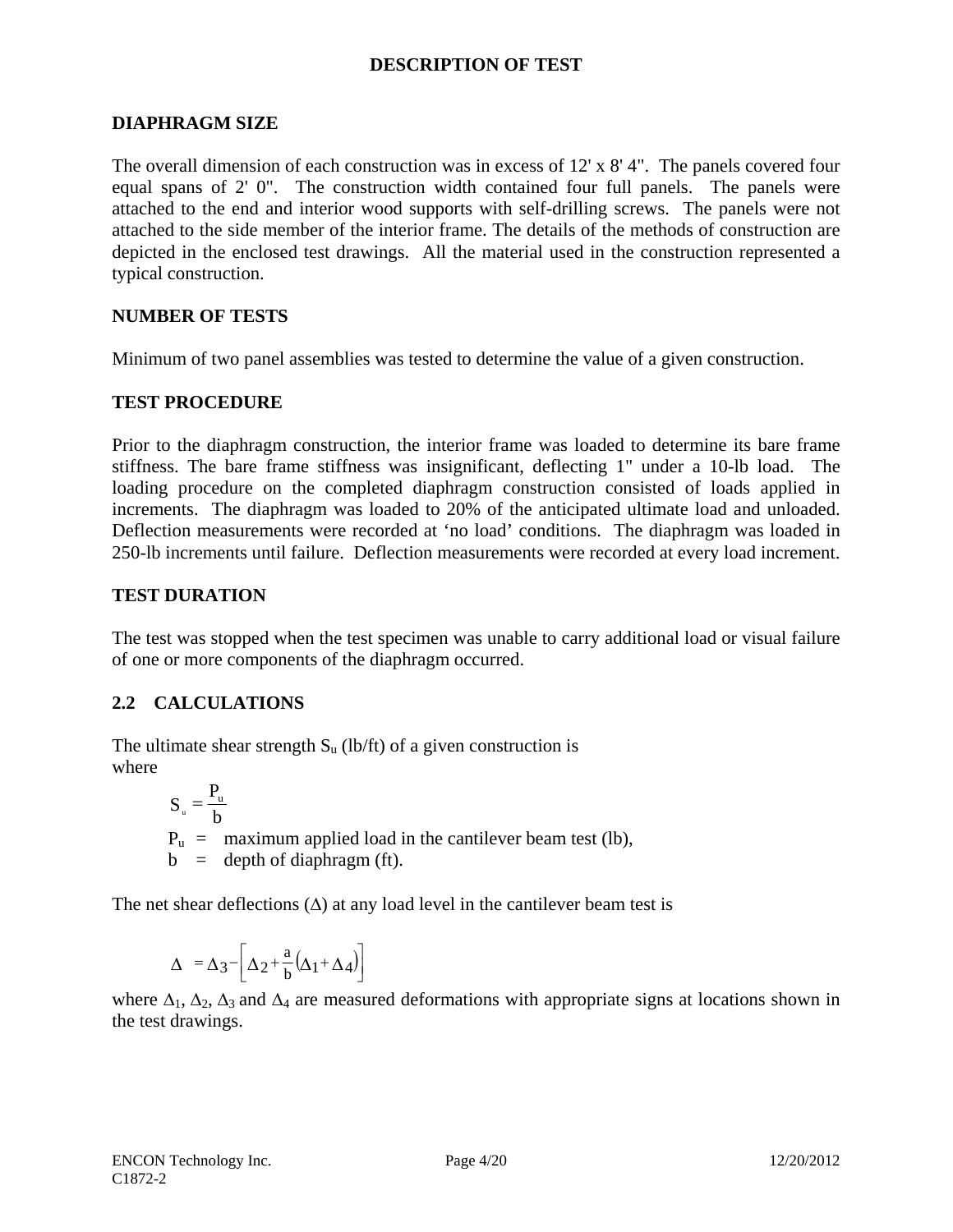## DESCRIPTION OF TEST

### DIAPHRAGM SIZE

The overall dimension of each construction was in excess of 12' x 8' 4". The panels covered four equal spans of 2' 0". The construction width contained four full panels. The panels were attached to the end and interior wood supports with self-drilling screws. The panels were not attached to the side member of the interior frame. The details of the methods of construction are depicted in the enclosed test drawings. All the material used in the construction represented a typical construction.

### NUMBER OF TESTS

Minimum of two panel assemblies was tested to determine the value of a given construction.

### TEST PROCEDURE

Prior to the diaphragm construction, the interior frame was loaded to determine its bare frame stiffness. The bare frame stiffness was insignificant, deflecting 1" under a 10-lb load. The loading procedure on the completed diaphragm construction consisted of loads applied in increments. The diaphragm was loaded to 20% of the anticipated ultimate load and unloaded. Deflection measurements were recorded at 'no load' conditions. The diaphragm was loaded in 250-lb increments until failure. Deflection measurements were recorded at every load increment.

### TEST DURATION

The test was stopped when the test specimen was unable to carry additional load or visual failure of one or more components of the diaphragm occurred.

### 2.2 CALCULATIONS

The ultimate shear strength $S_u$ (lb/ft) of a given construction is
where

$$S_u = \frac{P_u}{b}$$

$P_u$ = maximum applied load in the cantilever beam test (lb),
b = depth of diaphragm (ft).

The net shear deflections ($\Delta$) at any load level in the cantilever beam test is

$$\Delta = \Delta_3 - \left[\Delta_2 + \frac{a}{b}\left(\Delta_1 + \Delta_4\right)\right]$$

where $\Delta_1$, $\Delta_2$, $\Delta_3$ and $\Delta_4$ are measured deformations with appropriate signs at locations shown in the test drawings.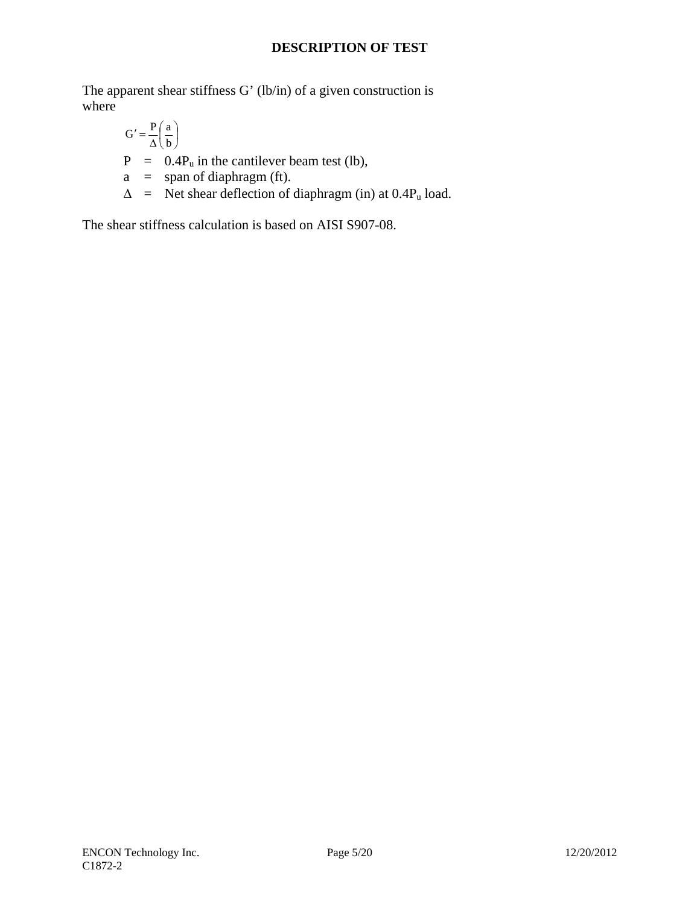## DESCRIPTION OF TEST

The apparent shear stiffness G' (lb/in) of a given construction is where

$$G' = \frac{P}{\Delta}\left(\frac{a}{b}\right)$$

P = $0.4P_u$ in the cantilever beam test (lb),

a = span of diaphragm (ft).

$\Delta$ = Net shear deflection of diaphragm (in) at $0.4P_u$ load.

The shear stiffness calculation is based on AISI S907-08.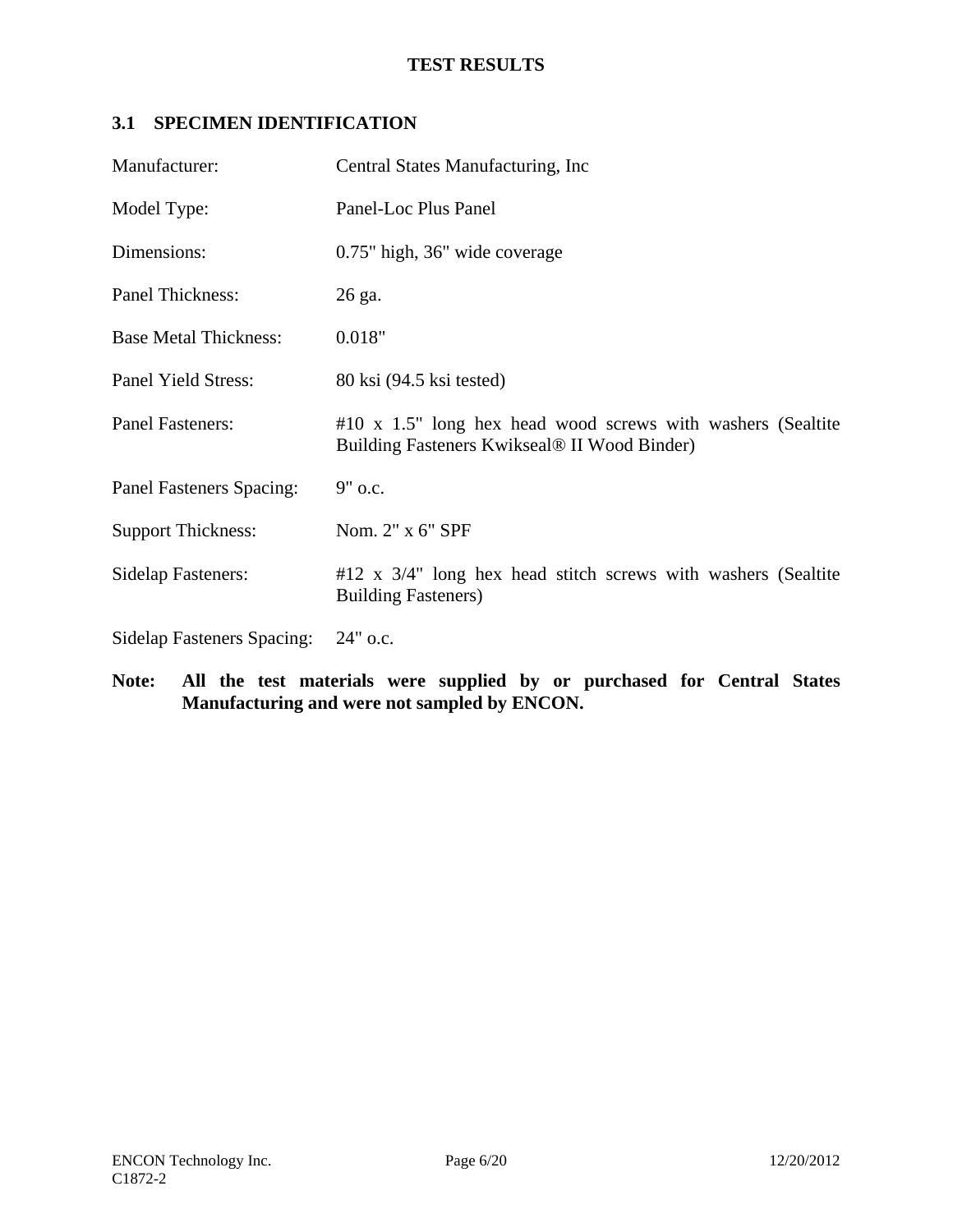# TEST RESULTS

## 3.1 SPECIMEN IDENTIFICATION

| | |
|---|---|
| Manufacturer: | Central States Manufacturing, Inc |
| Model Type: | Panel-Loc Plus Panel |
| Dimensions: | 0.75" high, 36" wide coverage |
| Panel Thickness: | 26 ga. |
| Base Metal Thickness: | 0.018" |
| Panel Yield Stress: | 80 ksi (94.5 ksi tested) |
| Panel Fasteners: | #10 x 1.5" long hex head wood screws with washers (Sealtite Building Fasteners Kwikseal® II Wood Binder) |
| Panel Fasteners Spacing: | 9" o.c. |
| Support Thickness: | Nom. 2" x 6" SPF |
| Sidelap Fasteners: | #12 x 3/4" long hex head stitch screws with washers (Sealtite Building Fasteners) |
| Sidelap Fasteners Spacing: | 24" o.c. |

**Note: All the test materials were supplied by or purchased for Central States Manufacturing and were not sampled by ENCON.**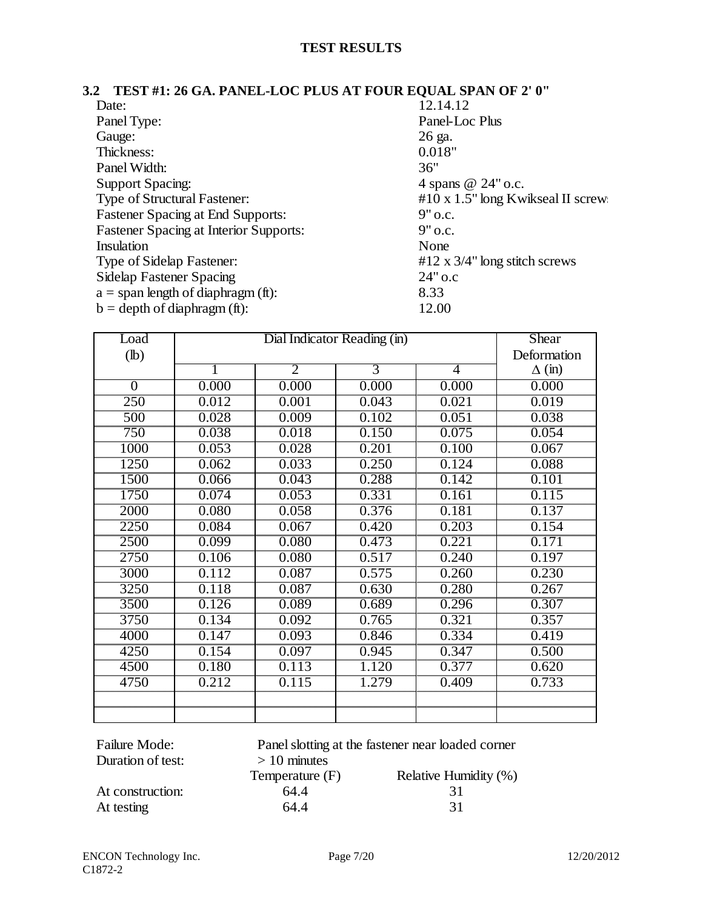## TEST RESULTS

### 3.2 TEST #1: 26 GA. PANEL-LOC PLUS AT FOUR EQUAL SPAN OF 2' 0"

| | |
|---|---|
| Date: | 12.14.12 |
| Panel Type: | Panel-Loc Plus |
| Gauge: | 26 ga. |
| Thickness: | 0.018" |
| Panel Width: | 36" |
| Support Spacing: | 4 spans @ 24" o.c. |
| Type of Structural Fastener: | #10 x 1.5" long Kwikseal II screws |
| Fastener Spacing at End Supports: | 9" o.c. |
| Fastener Spacing at Interior Supports: | 9" o.c. |
| Insulation | None |
| Type of Sidelap Fastener: | #12 x 3/4" long stitch screws |
| Sidelap Fastener Spacing | 24" o.c |
| a = span length of diaphragm (ft): | 8.33 |
| b = depth of diaphragm (ft): | 12.00 |

| Load (lb) | Dial Indicator Reading (in) | | | | Shear Deformation |
|---|---|---|---|---|---|
| | 1 | 2 | 3 | 4 | $\Delta$ (in) |
| 0 | 0.000 | 0.000 | 0.000 | 0.000 | 0.000 |
| 250 | 0.012 | 0.001 | 0.043 | 0.021 | 0.019 |
| 500 | 0.028 | 0.009 | 0.102 | 0.051 | 0.038 |
| 750 | 0.038 | 0.018 | 0.150 | 0.075 | 0.054 |
| 1000 | 0.053 | 0.028 | 0.201 | 0.100 | 0.067 |
| 1250 | 0.062 | 0.033 | 0.250 | 0.124 | 0.088 |
| 1500 | 0.066 | 0.043 | 0.288 | 0.142 | 0.101 |
| 1750 | 0.074 | 0.053 | 0.331 | 0.161 | 0.115 |
| 2000 | 0.080 | 0.058 | 0.376 | 0.181 | 0.137 |
| 2250 | 0.084 | 0.067 | 0.420 | 0.203 | 0.154 |
| 2500 | 0.099 | 0.080 | 0.473 | 0.221 | 0.171 |
| 2750 | 0.106 | 0.080 | 0.517 | 0.240 | 0.197 |
| 3000 | 0.112 | 0.087 | 0.575 | 0.260 | 0.230 |
| 3250 | 0.118 | 0.087 | 0.630 | 0.280 | 0.267 |
| 3500 | 0.126 | 0.089 | 0.689 | 0.296 | 0.307 |
| 3750 | 0.134 | 0.092 | 0.765 | 0.321 | 0.357 |
| 4000 | 0.147 | 0.093 | 0.846 | 0.334 | 0.419 |
| 4250 | 0.154 | 0.097 | 0.945 | 0.347 | 0.500 |
| 4500 | 0.180 | 0.113 | 1.120 | 0.377 | 0.620 |
| 4750 | 0.212 | 0.115 | 1.279 | 0.409 | 0.733 |
| | | | | | |
| | | | | | |

Failure Mode: Panel slotting at the fastener near loaded corner

Duration of test: > 10 minutes

| | Temperature (F) | Relative Humidity (%) |
|---|---|---|
| At construction: | 64.4 | 31 |
| At testing | 64.4 | 31 |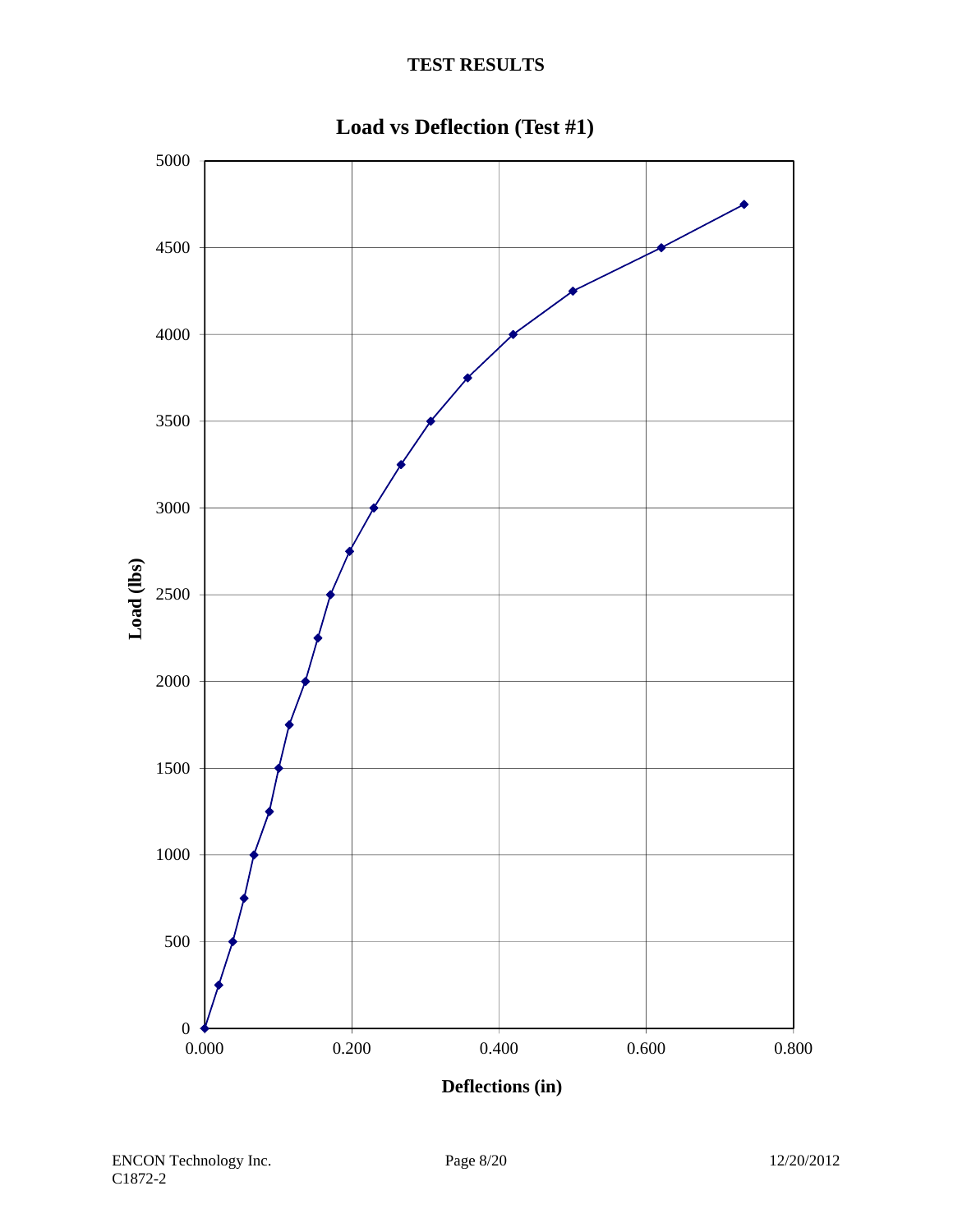## TEST RESULTS

**Load vs Deflection (Test #1)**

Load (lbs)

Deflections (in)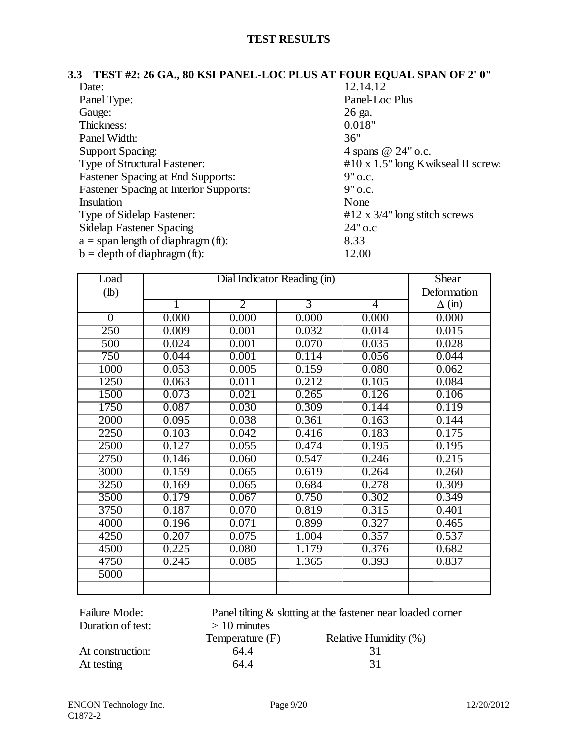## TEST RESULTS

### 3.3 TEST #2: 26 GA., 80 KSI PANEL-LOC PLUS AT FOUR EQUAL SPAN OF 2' 0"

| | |
|---|---|
| Date: | 12.14.12 |
| Panel Type: | Panel-Loc Plus |
| Gauge: | 26 ga. |
| Thickness: | 0.018" |
| Panel Width: | 36" |
| Support Spacing: | 4 spans @ 24" o.c. |
| Type of Structural Fastener: | #10 x 1.5" long Kwikseal II screws |
| Fastener Spacing at End Supports: | 9" o.c. |
| Fastener Spacing at Interior Supports: | 9" o.c. |
| Insulation | None |
| Type of Sidelap Fastener: | #12 x 3/4" long stitch screws |
| Sidelap Fastener Spacing | 24" o.c |
| a = span length of diaphragm (ft): | 8.33 |
| b = depth of diaphragm (ft): | 12.00 |

| Load (lb) | Dial Indicator Reading (in) | | | | Shear Deformation |
|---|---|---|---|---|---|
| | 1 | 2 | 3 | 4 | $\Delta$ (in) |
| 0 | 0.000 | 0.000 | 0.000 | 0.000 | 0.000 |
| 250 | 0.009 | 0.001 | 0.032 | 0.014 | 0.015 |
| 500 | 0.024 | 0.001 | 0.070 | 0.035 | 0.028 |
| 750 | 0.044 | 0.001 | 0.114 | 0.056 | 0.044 |
| 1000 | 0.053 | 0.005 | 0.159 | 0.080 | 0.062 |
| 1250 | 0.063 | 0.011 | 0.212 | 0.105 | 0.084 |
| 1500 | 0.073 | 0.021 | 0.265 | 0.126 | 0.106 |
| 1750 | 0.087 | 0.030 | 0.309 | 0.144 | 0.119 |
| 2000 | 0.095 | 0.038 | 0.361 | 0.163 | 0.144 |
| 2250 | 0.103 | 0.042 | 0.416 | 0.183 | 0.175 |
| 2500 | 0.127 | 0.055 | 0.474 | 0.195 | 0.195 |
| 2750 | 0.146 | 0.060 | 0.547 | 0.246 | 0.215 |
| 3000 | 0.159 | 0.065 | 0.619 | 0.264 | 0.260 |
| 3250 | 0.169 | 0.065 | 0.684 | 0.278 | 0.309 |
| 3500 | 0.179 | 0.067 | 0.750 | 0.302 | 0.349 |
| 3750 | 0.187 | 0.070 | 0.819 | 0.315 | 0.401 |
| 4000 | 0.196 | 0.071 | 0.899 | 0.327 | 0.465 |
| 4250 | 0.207 | 0.075 | 1.004 | 0.357 | 0.537 |
| 4500 | 0.225 | 0.080 | 1.179 | 0.376 | 0.682 |
| 4750 | 0.245 | 0.085 | 1.365 | 0.393 | 0.837 |
| 5000 | | | | | |
| | | | | | |

Failure Mode: Panel tilting & slotting at the fastener near loaded corner

Duration of test: > 10 minutes

| | Temperature (F) | Relative Humidity (%) |
|---|---|---|
| At construction: | 64.4 | 31 |
| At testing | 64.4 | 31 |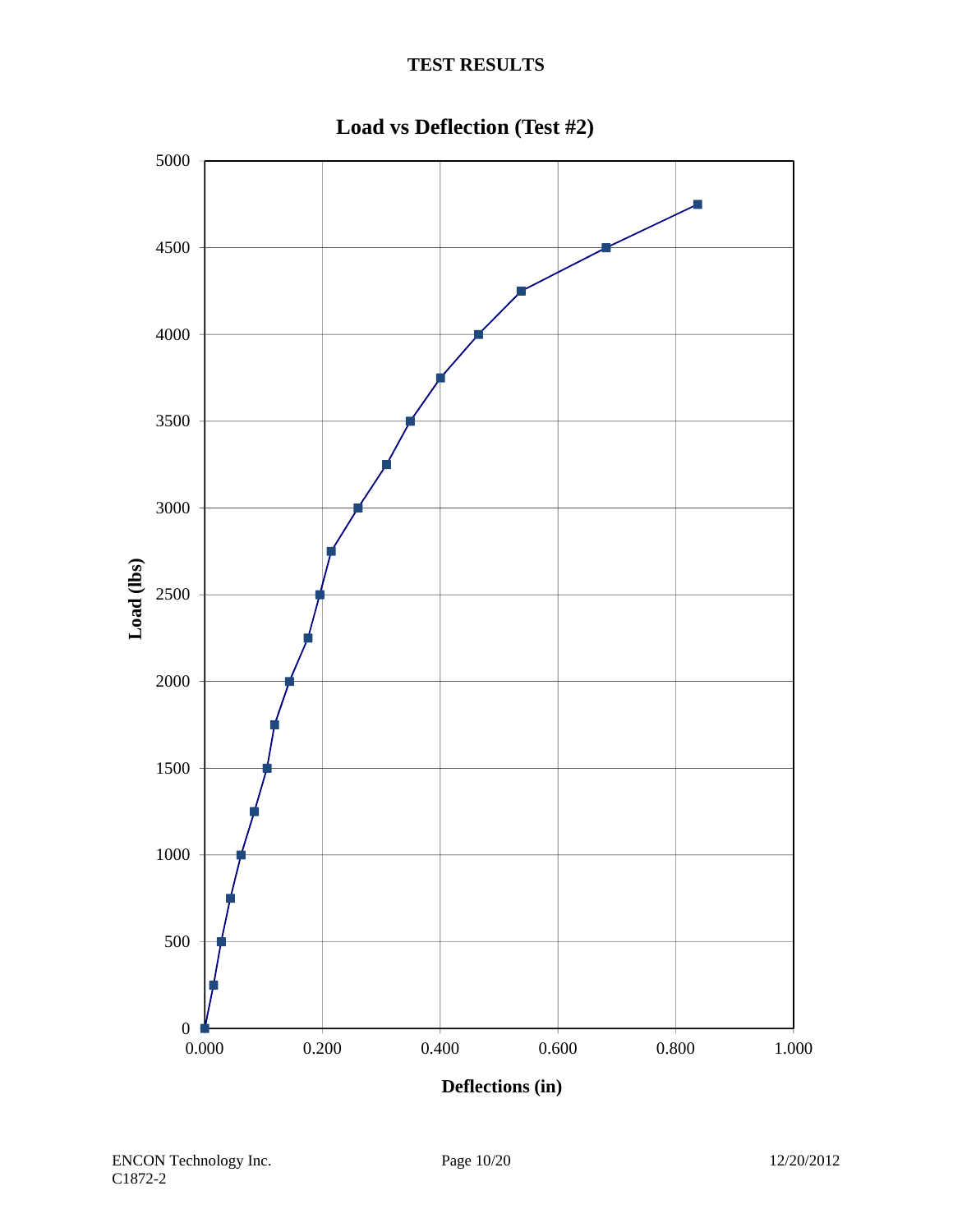## TEST RESULTS

**Load vs Deflection (Test #2)**

Load (lbs) vs Deflections (in)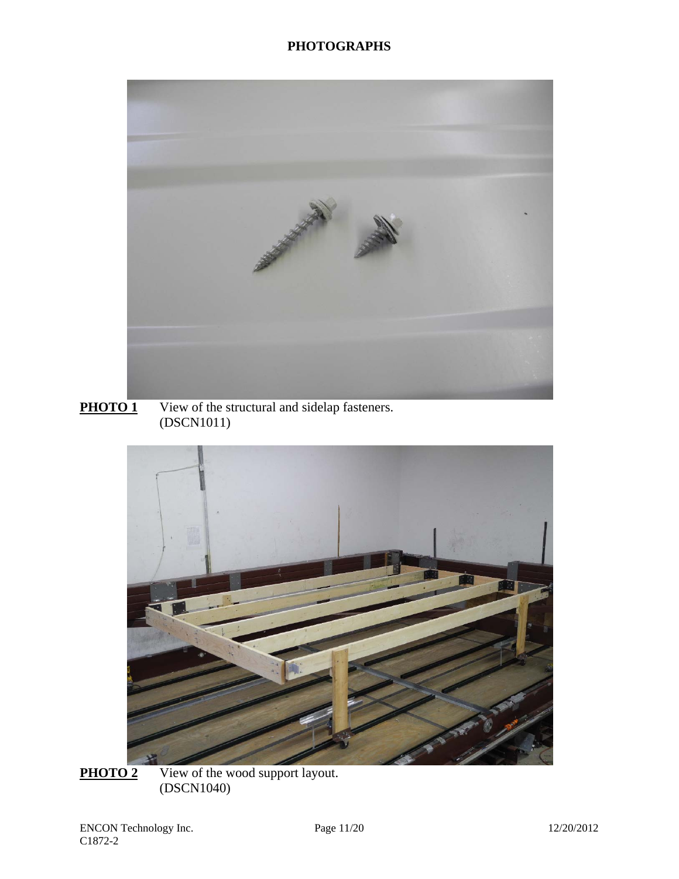# PHOTOGRAPHS

**PHOTO 1** View of the structural and sidelap fasteners. (DSCN1011)

**PHOTO 2** View of the wood support layout. (DSCN1040)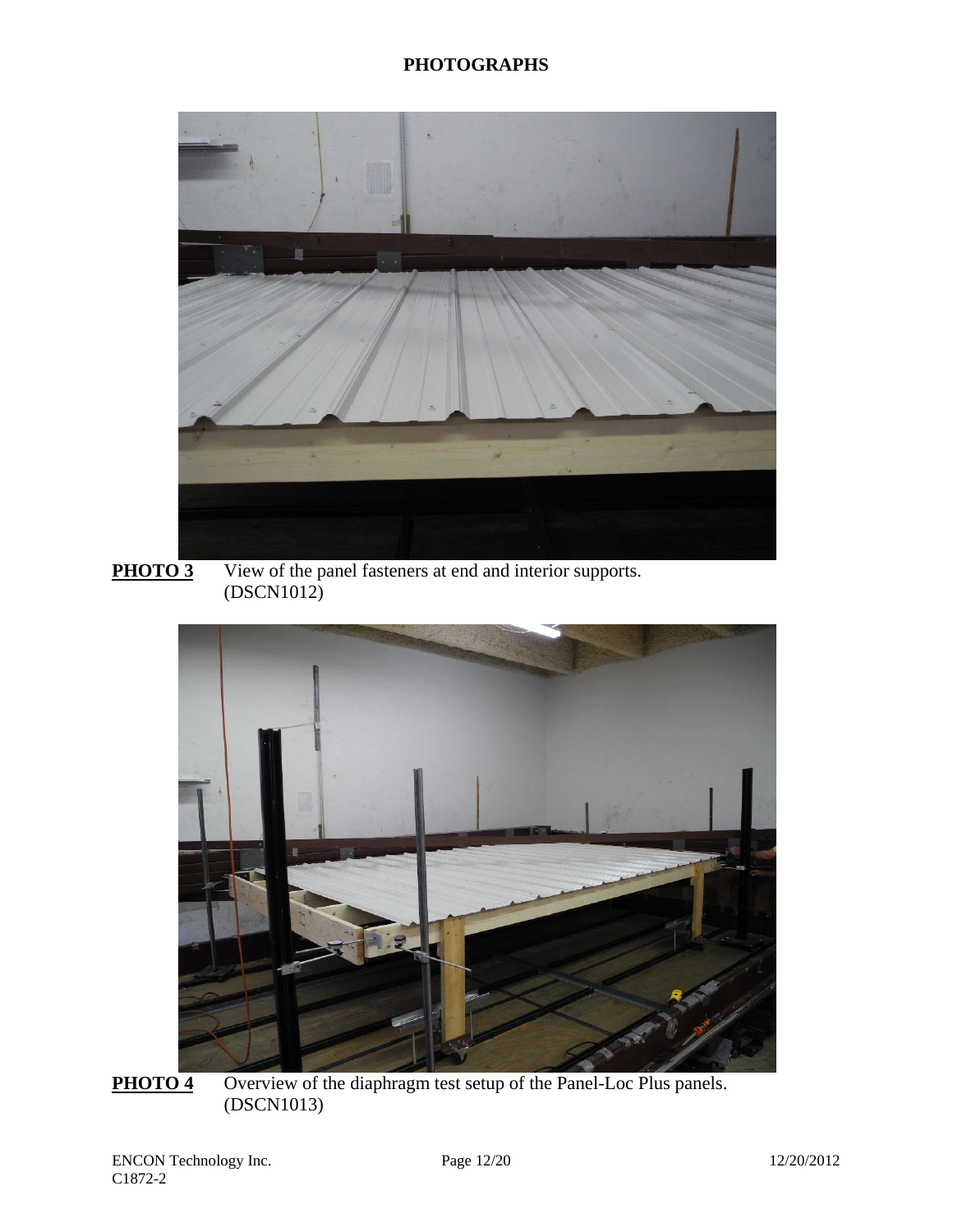# PHOTOGRAPHS

**PHOTO 3** View of the panel fasteners at end and interior supports. (DSCN1012)

**PHOTO 4** Overview of the diaphragm test setup of the Panel-Loc Plus panels. (DSCN1013)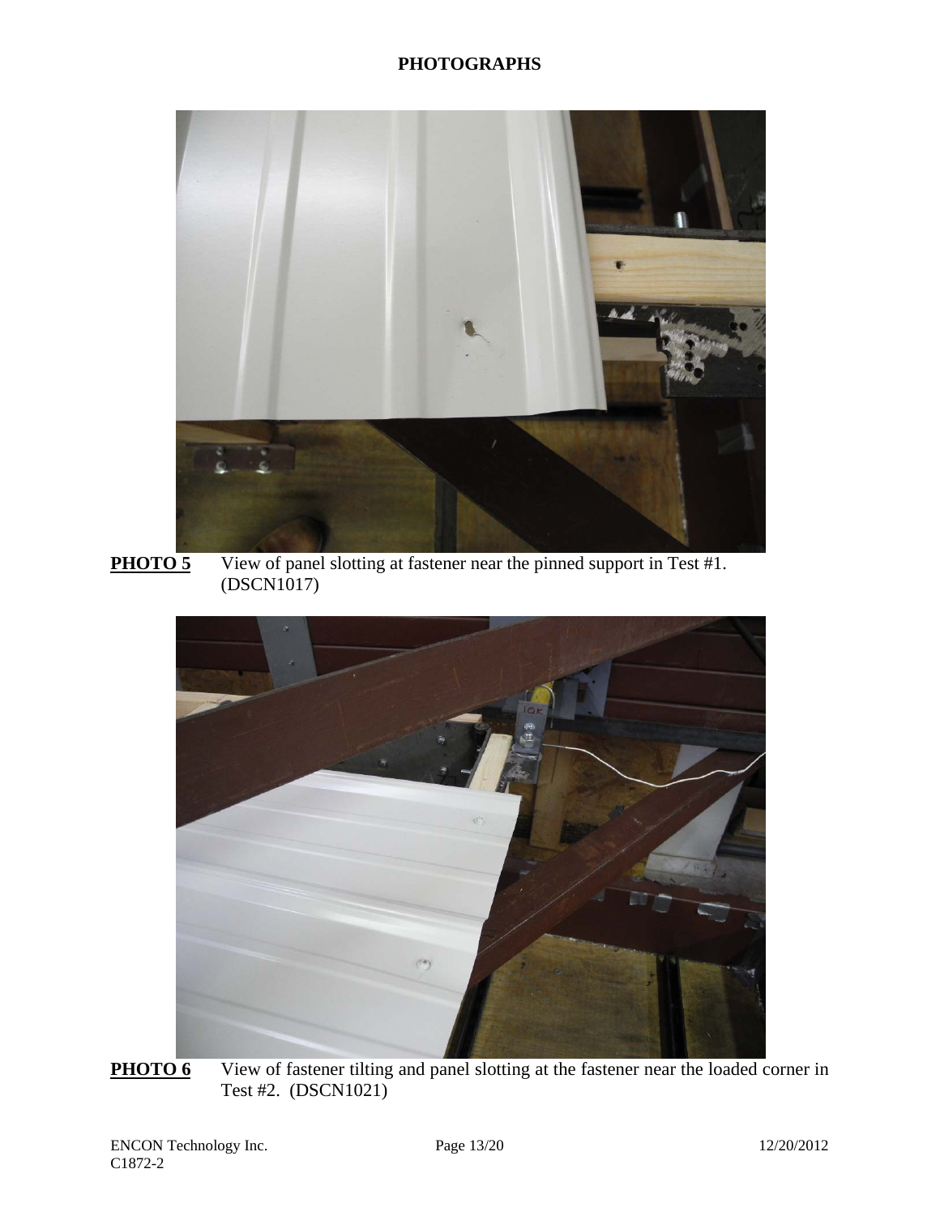**PHOTOGRAPHS**

**PHOTO 5** View of panel slotting at fastener near the pinned support in Test #1. (DSCN1017)

**PHOTO 6** View of fastener tilting and panel slotting at the fastener near the loaded corner in Test #2. (DSCN1021)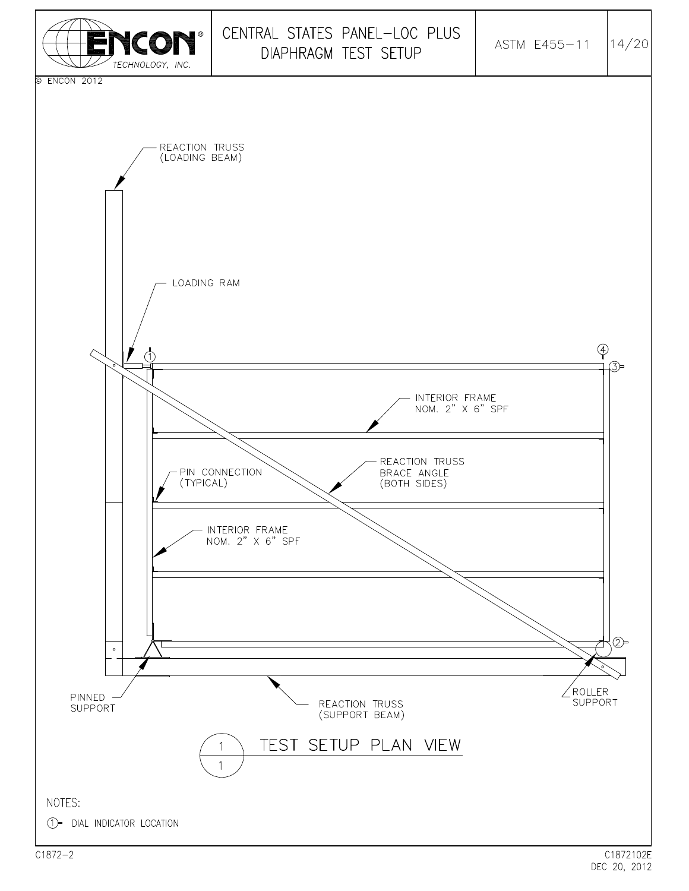# CENTRAL STATES PANEL-LOC PLUS DIAPHRAGM TEST SETUP

ASTM E455-11

© ENCON 2012

REACTION TRUSS (LOADING BEAM)

LOADING RAM

INTERIOR FRAME NOM. 2" X 6" SPF

PIN CONNECTION (TYPICAL)

REACTION TRUSS BRACE ANGLE (BOTH SIDES)

INTERIOR FRAME NOM. 2" X 6" SPF

PINNED SUPPORT

REACTION TRUSS (SUPPORT BEAM)

ROLLER SUPPORT

①

②

③

④

## 1/1 TEST SETUP PLAN VIEW

NOTES:

① DIAL INDICATOR LOCATION

C1872-2

C1872102E
DEC 20, 2012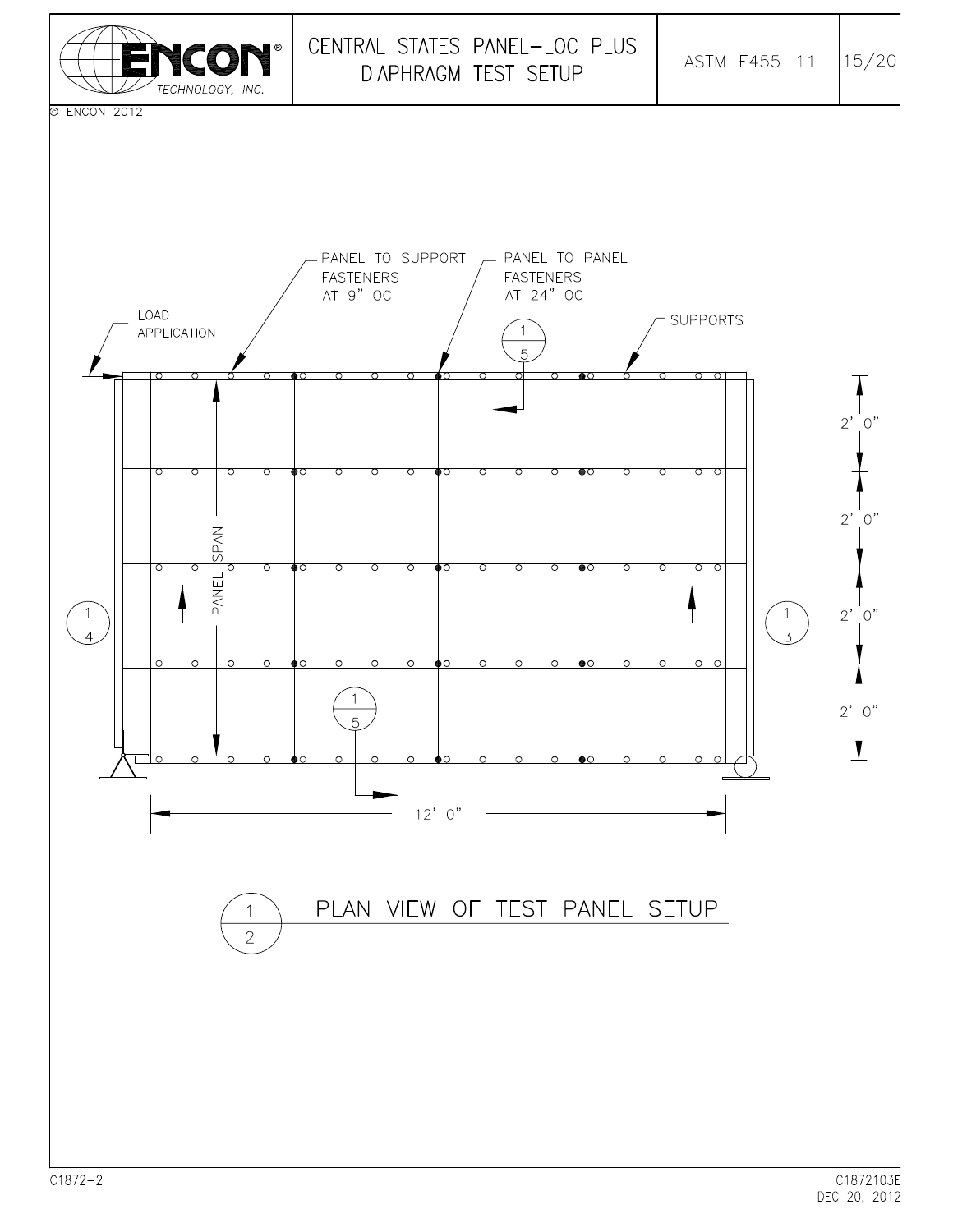# CENTRAL STATES PANEL-LOC PLUS DIAPHRAGM TEST SETUP

ASTM E455-11

© ENCON 2012

LOAD APPLICATION

PANEL TO SUPPORT FASTENERS AT 9" OC

PANEL TO PANEL FASTENERS AT 24" OC

SUPPORTS

PANEL SPAN

2' 0"

2' 0"

2' 0"

2' 0"

12' 0"

## PLAN VIEW OF TEST PANEL SETUP

C1872-2

C1872103E
DEC 20, 2012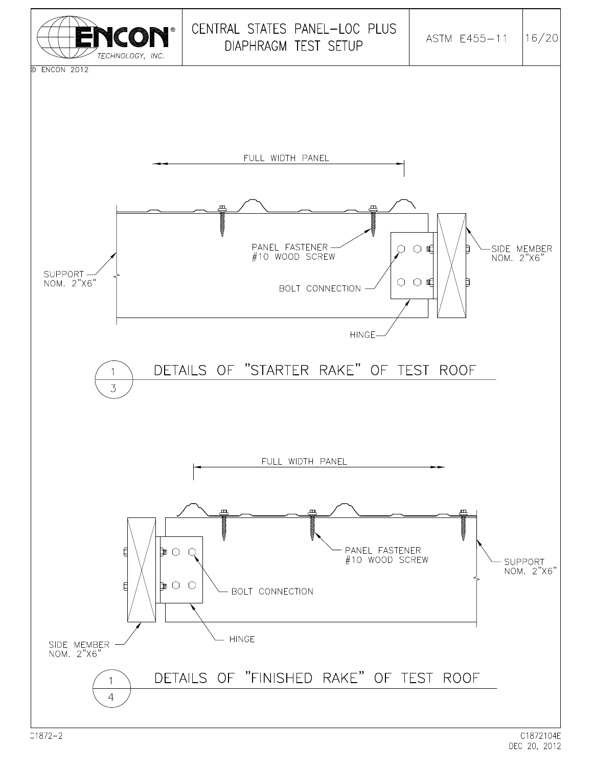# CENTRAL STATES PANEL-LOC PLUS DIAPHRAGM TEST SETUP

ASTM E455-11

© ENCON 2012

FULL WIDTH PANEL

PANEL FASTENER
#10 WOOD SCREW

SIDE MEMBER
NOM. 2"X6"

SUPPORT
NOM. 2"X6"

BOLT CONNECTION

HINGE

## 1/3 DETAILS OF "STARTER RAKE" OF TEST ROOF

FULL WIDTH PANEL

PANEL FASTENER
#10 WOOD SCREW

BOLT CONNECTION

SUPPORT
NOM. 2"X6"

HINGE

SIDE MEMBER
NOM. 2"X6"

## 1/4 DETAILS OF "FINISHED RAKE" OF TEST ROOF

C1872-2

C1872104E
DEC 20, 2012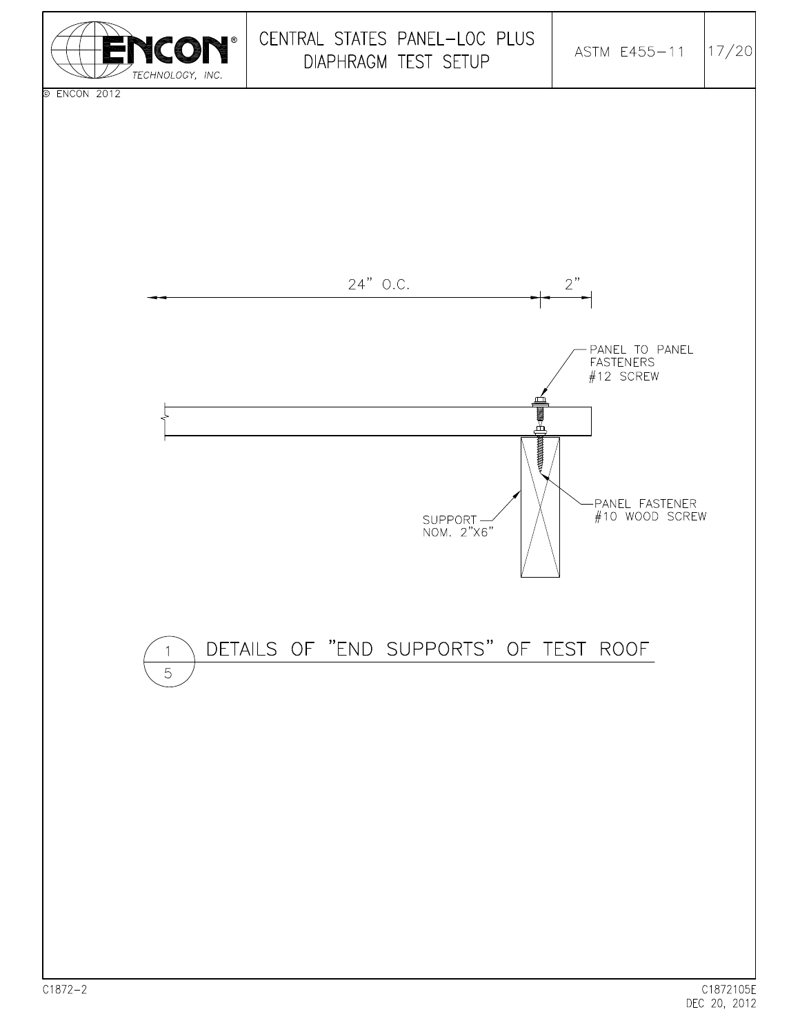# CENTRAL STATES PANEL-LOC PLUS DIAPHRAGM TEST SETUP

ASTM E455-11

© ENCON 2012

24" O.C.

2"

PANEL TO PANEL FASTENERS #12 SCREW

PANEL FASTENER #10 WOOD SCREW

SUPPORT NOM. 2"X6"

## 1/5 DETAILS OF "END SUPPORTS" OF TEST ROOF

C1872-2

C1872105E
DEC 20, 2012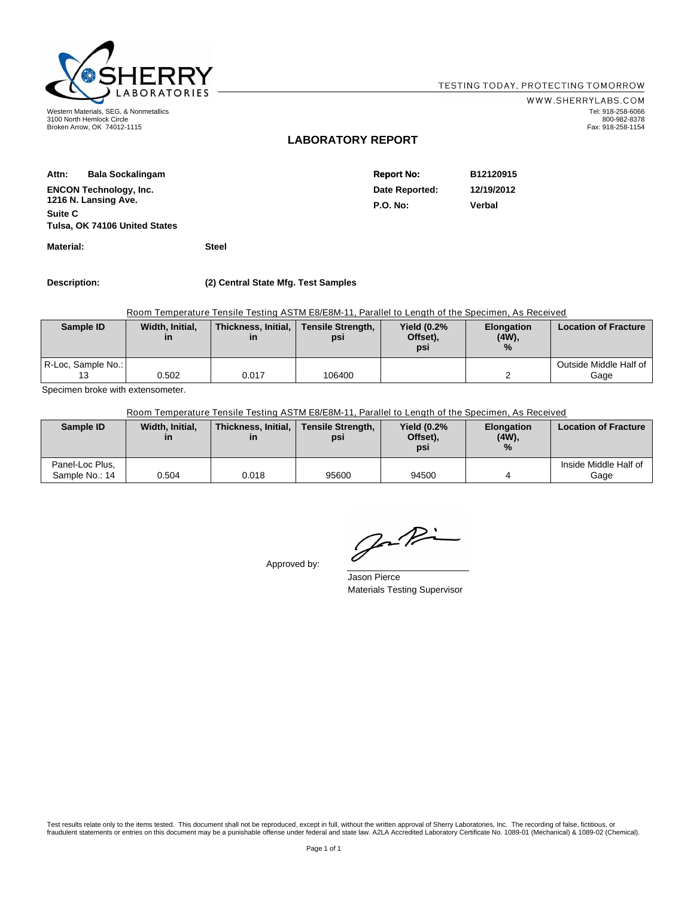SHERRY LABORATORIES

TESTING TODAY, PROTECTING TOMORROW

WWW.SHERRYLABS.COM

Western Materials, SEG, & Nonmetallics
3100 North Hemlock Circle
Broken Arrow, OK 74012-1115

Tel: 918-258-6066
800-982-8378
Fax: 918-258-1154

# LABORATORY REPORT

**Attn: Bala Sockalingam**

**ENCON Technology, Inc.**
**1216 N. Lansing Ave.**
**Suite C**
**Tulsa, OK 74106 United States**

**Report No:** B12120915
**Date Reported:** 12/19/2012
**P.O. No:** Verbal

**Material:** Steel

**Description:** (2) Central State Mfg. Test Samples

Room Temperature Tensile Testing ASTM E8/E8M-11, Parallel to Length of the Specimen, As Received

| Sample ID | Width, Initial, in | Thickness, Initial, in | Tensile Strength, psi | Yield (0.2% Offset), psi | Elongation (4W), % | Location of Fracture |
|---|---|---|---|---|---|---|
| R-Loc, Sample No.: 13 | 0.502 | 0.017 | 106400 | | 2 | Outside Middle Half of Gage |

Specimen broke with extensometer.

Room Temperature Tensile Testing ASTM E8/E8M-11, Parallel to Length of the Specimen, As Received

| Sample ID | Width, Initial, in | Thickness, Initial, in | Tensile Strength, psi | Yield (0.2% Offset), psi | Elongation (4W), % | Location of Fracture |
|---|---|---|---|---|---|---|
| Panel-Loc Plus, Sample No.: 14 | 0.504 | 0.018 | 95600 | 94500 | 4 | Inside Middle Half of Gage |

Approved by:

Jason Pierce
Materials Testing Supervisor

Test results relate only to the items tested. This document shall not be reproduced, except in full, without the written approval of Sherry Laboratories, Inc. The recording of false, fictitious, or fraudulent statements or entries on this document may be a punishable offense under federal and state law. A2LA Accredited Laboratory Certificate No. 1089-01 (Mechanical) & 1089-02 (Chemical).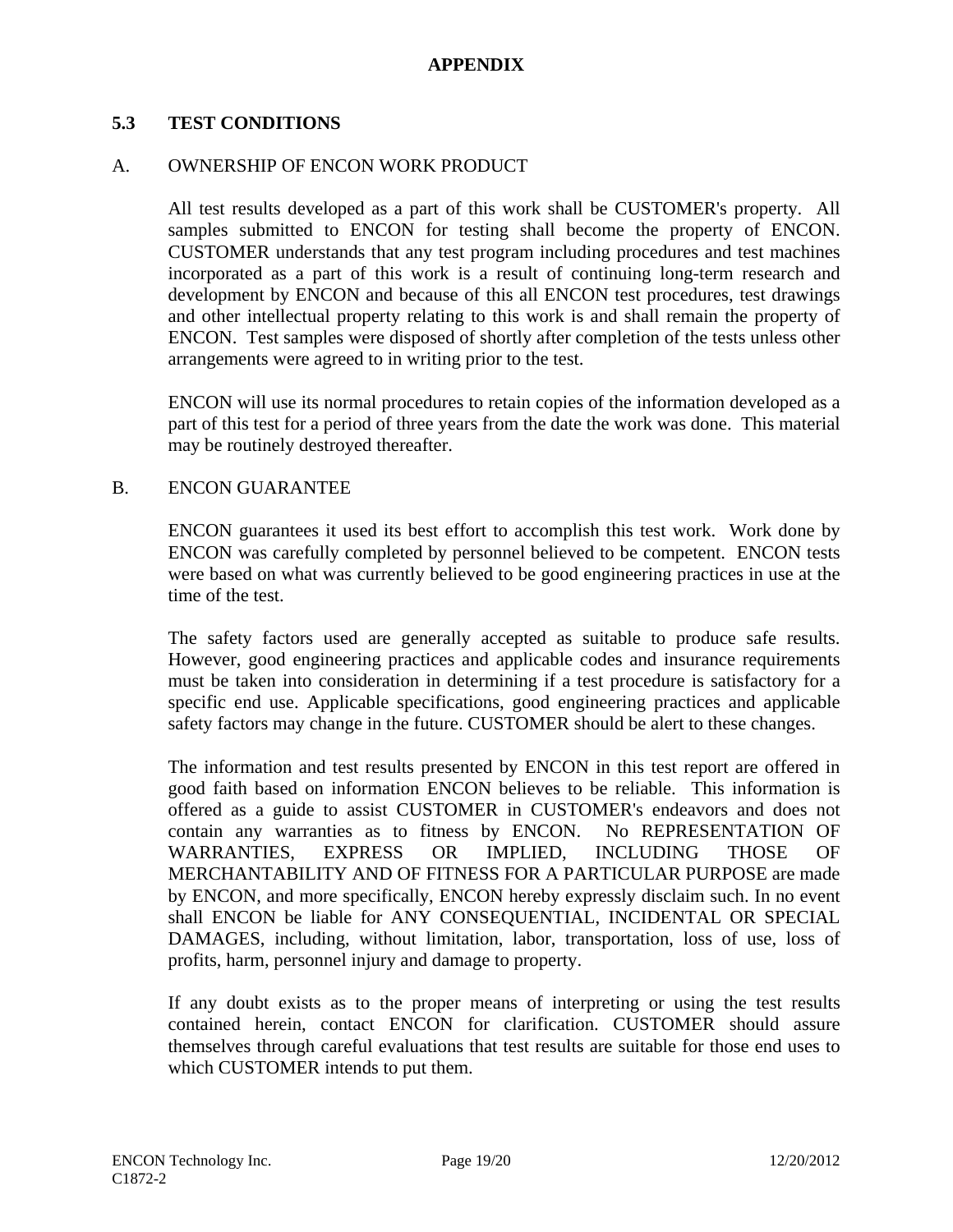# APPENDIX

## 5.3 TEST CONDITIONS

### A. OWNERSHIP OF ENCON WORK PRODUCT

All test results developed as a part of this work shall be CUSTOMER's property. All samples submitted to ENCON for testing shall become the property of ENCON. CUSTOMER understands that any test program including procedures and test machines incorporated as a part of this work is a result of continuing long-term research and development by ENCON and because of this all ENCON test procedures, test drawings and other intellectual property relating to this work is and shall remain the property of ENCON. Test samples were disposed of shortly after completion of the tests unless other arrangements were agreed to in writing prior to the test.

ENCON will use its normal procedures to retain copies of the information developed as a part of this test for a period of three years from the date the work was done. This material may be routinely destroyed thereafter.

### B. ENCON GUARANTEE

ENCON guarantees it used its best effort to accomplish this test work. Work done by ENCON was carefully completed by personnel believed to be competent. ENCON tests were based on what was currently believed to be good engineering practices in use at the time of the test.

The safety factors used are generally accepted as suitable to produce safe results. However, good engineering practices and applicable codes and insurance requirements must be taken into consideration in determining if a test procedure is satisfactory for a specific end use. Applicable specifications, good engineering practices and applicable safety factors may change in the future. CUSTOMER should be alert to these changes.

The information and test results presented by ENCON in this test report are offered in good faith based on information ENCON believes to be reliable. This information is offered as a guide to assist CUSTOMER in CUSTOMER's endeavors and does not contain any warranties as to fitness by ENCON. No REPRESENTATION OF WARRANTIES, EXPRESS OR IMPLIED, INCLUDING THOSE OF MERCHANTABILITY AND OF FITNESS FOR A PARTICULAR PURPOSE are made by ENCON, and more specifically, ENCON hereby expressly disclaim such. In no event shall ENCON be liable for ANY CONSEQUENTIAL, INCIDENTAL OR SPECIAL DAMAGES, including, without limitation, labor, transportation, loss of use, loss of profits, harm, personnel injury and damage to property.

If any doubt exists as to the proper means of interpreting or using the test results contained herein, contact ENCON for clarification. CUSTOMER should assure themselves through careful evaluations that test results are suitable for those end uses to which CUSTOMER intends to put them.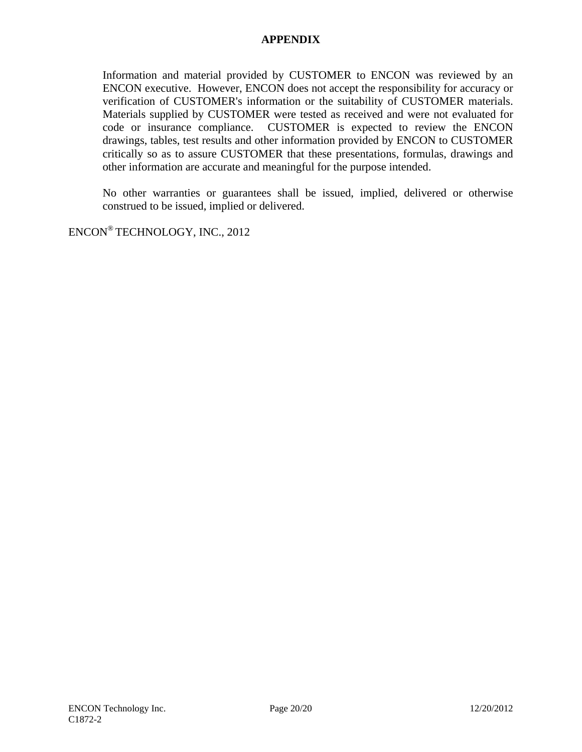## APPENDIX

Information and material provided by CUSTOMER to ENCON was reviewed by an ENCON executive. However, ENCON does not accept the responsibility for accuracy or verification of CUSTOMER's information or the suitability of CUSTOMER materials. Materials supplied by CUSTOMER were tested as received and were not evaluated for code or insurance compliance. CUSTOMER is expected to review the ENCON drawings, tables, test results and other information provided by ENCON to CUSTOMER critically so as to assure CUSTOMER that these presentations, formulas, drawings and other information are accurate and meaningful for the purpose intended.

No other warranties or guarantees shall be issued, implied, delivered or otherwise construed to be issued, implied or delivered.

ENCON® TECHNOLOGY, INC., 2012